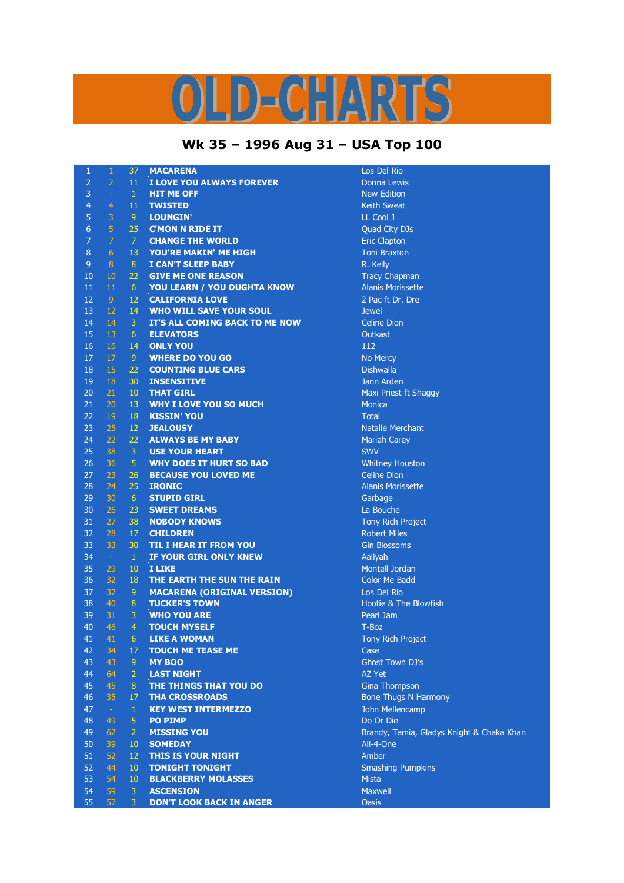# OLD-CHARTS

## Wk 35 – 1996 Aug 31 – USA Top 100

| | | | | |
|---|---|---|---|---|
| 1 | 1 | 37 | **MACARENA** | Los Del Rio |
| 2 | 2 | 11 | **I LOVE YOU ALWAYS FOREVER** | Donna Lewis |
| 3 | - | 1 | **HIT ME OFF** | New Edition |
| 4 | 4 | 11 | **TWISTED** | Keith Sweat |
| 5 | 3 | 9 | **LOUNGIN'** | LL Cool J |
| 6 | 5 | 25 | **C'MON N RIDE IT** | Quad City DJs |
| 7 | 7 | 7 | **CHANGE THE WORLD** | Eric Clapton |
| 8 | 6 | 13 | **YOU'RE MAKIN' ME HIGH** | Toni Braxton |
| 9 | 8 | 8 | **I CAN'T SLEEP BABY** | R. Kelly |
| 10 | 10 | 22 | **GIVE ME ONE REASON** | Tracy Chapman |
| 11 | 11 | 6 | **YOU LEARN / YOU OUGHTA KNOW** | Alanis Morissette |
| 12 | 9 | 12 | **CALIFORNIA LOVE** | 2 Pac ft Dr. Dre |
| 13 | 12 | 14 | **WHO WILL SAVE YOUR SOUL** | Jewel |
| 14 | 14 | 3 | **IT'S ALL COMING BACK TO ME NOW** | Celine Dion |
| 15 | 13 | 6 | **ELEVATORS** | Outkast |
| 16 | 16 | 14 | **ONLY YOU** | 112 |
| 17 | 17 | 9 | **WHERE DO YOU GO** | No Mercy |
| 18 | 15 | 22 | **COUNTING BLUE CARS** | Dishwalla |
| 19 | 18 | 30 | **INSENSITIVE** | Jann Arden |
| 20 | 21 | 10 | **THAT GIRL** | Maxi Priest ft Shaggy |
| 21 | 20 | 13 | **WHY I LOVE YOU SO MUCH** | Monica |
| 22 | 19 | 18 | **KISSIN' YOU** | Total |
| 23 | 25 | 12 | **JEALOUSY** | Natalie Merchant |
| 24 | 22 | 22 | **ALWAYS BE MY BABY** | Mariah Carey |
| 25 | 38 | 3 | **USE YOUR HEART** | SWV |
| 26 | 36 | 5 | **WHY DOES IT HURT SO BAD** | Whitney Houston |
| 27 | 23 | 26 | **BECAUSE YOU LOVED ME** | Celine Dion |
| 28 | 24 | 25 | **IRONIC** | Alanis Morissette |
| 29 | 30 | 6 | **STUPID GIRL** | Garbage |
| 30 | 26 | 23 | **SWEET DREAMS** | La Bouche |
| 31 | 27 | 38 | **NOBODY KNOWS** | Tony Rich Project |
| 32 | 28 | 17 | **CHILDREN** | Robert Miles |
| 33 | 33 | 30 | **TIL I HEAR IT FROM YOU** | Gin Blossoms |
| 34 | - | 1 | **IF YOUR GIRL ONLY KNEW** | Aaliyah |
| 35 | 29 | 10 | **I LIKE** | Montell Jordan |
| 36 | 32 | 18 | **THE EARTH THE SUN THE RAIN** | Color Me Badd |
| 37 | 37 | 9 | **MACARENA (ORIGINAL VERSION)** | Los Del Rio |
| 38 | 40 | 8 | **TUCKER'S TOWN** | Hootie & The Blowfish |
| 39 | 31 | 3 | **WHO YOU ARE** | Pearl Jam |
| 40 | 46 | 4 | **TOUCH MYSELF** | T-Boz |
| 41 | 41 | 6 | **LIKE A WOMAN** | Tony Rich Project |
| 42 | 34 | 17 | **TOUCH ME TEASE ME** | Case |
| 43 | 43 | 9 | **MY BOO** | Ghost Town DJ's |
| 44 | 64 | 2 | **LAST NIGHT** | AZ Yet |
| 45 | 45 | 8 | **THE THINGS THAT YOU DO** | Gina Thompson |
| 46 | 35 | 17 | **THA CROSSROADS** | Bone Thugs N Harmony |
| 47 | - | 1 | **KEY WEST INTERMEZZO** | John Mellencamp |
| 48 | 49 | 5 | **PO PIMP** | Do Or Die |
| 49 | 62 | 2 | **MISSING YOU** | Brandy, Tamia, Gladys Knight & Chaka Khan |
| 50 | 39 | 10 | **SOMEDAY** | All-4-One |
| 51 | 52 | 12 | **THIS IS YOUR NIGHT** | Amber |
| 52 | 44 | 10 | **TONIGHT TONIGHT** | Smashing Pumpkins |
| 53 | 54 | 10 | **BLACKBERRY MOLASSES** | Mista |
| 54 | 59 | 3 | **ASCENSION** | Maxwell |
| 55 | 57 | 3 | **DON'T LOOK BACK IN ANGER** | Oasis |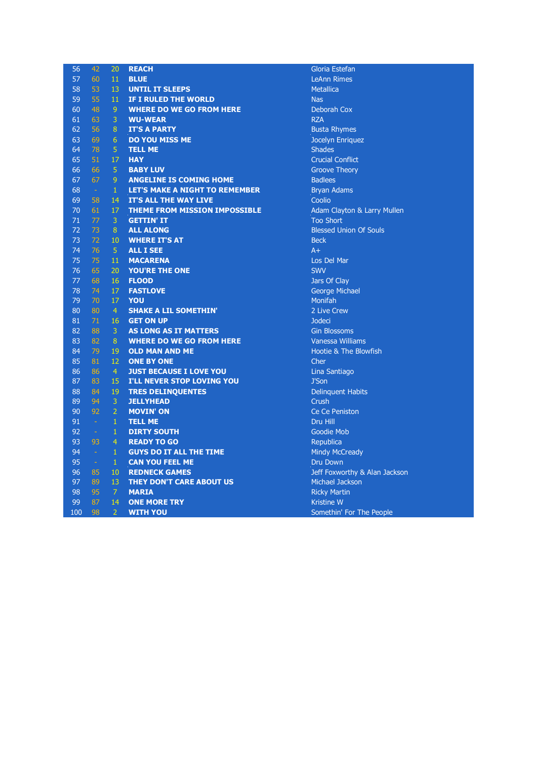| | | | | |
|---|---|---|---|---|
| 56 | 42 | 20 | REACH | Gloria Estefan |
| 57 | 60 | 11 | BLUE | LeAnn Rimes |
| 58 | 53 | 13 | UNTIL IT SLEEPS | Metallica |
| 59 | 55 | 11 | IF I RULED THE WORLD | Nas |
| 60 | 48 | 9 | WHERE DO WE GO FROM HERE | Deborah Cox |
| 61 | 63 | 3 | WU-WEAR | RZA |
| 62 | 56 | 8 | IT'S A PARTY | Busta Rhymes |
| 63 | 69 | 6 | DO YOU MISS ME | Jocelyn Enriquez |
| 64 | 78 | 5 | TELL ME | Shades |
| 65 | 51 | 17 | HAY | Crucial Conflict |
| 66 | 66 | 5 | BABY LUV | Groove Theory |
| 67 | 67 | 9 | ANGELINE IS COMING HOME | Badlees |
| 68 | - | 1 | LET'S MAKE A NIGHT TO REMEMBER | Bryan Adams |
| 69 | 58 | 14 | IT'S ALL THE WAY LIVE | Coolio |
| 70 | 61 | 17 | THEME FROM MISSION IMPOSSIBLE | Adam Clayton & Larry Mullen |
| 71 | 77 | 3 | GETTIN' IT | Too Short |
| 72 | 73 | 8 | ALL ALONG | Blessed Union Of Souls |
| 73 | 72 | 10 | WHERE IT'S AT | Beck |
| 74 | 76 | 5 | ALL I SEE | A+ |
| 75 | 75 | 11 | MACARENA | Los Del Mar |
| 76 | 65 | 20 | YOU'RE THE ONE | SWV |
| 77 | 68 | 16 | FLOOD | Jars Of Clay |
| 78 | 74 | 17 | FASTLOVE | George Michael |
| 79 | 70 | 17 | YOU | Monifah |
| 80 | 80 | 4 | SHAKE A LIL SOMETHIN' | 2 Live Crew |
| 81 | 71 | 16 | GET ON UP | Jodeci |
| 82 | 88 | 3 | AS LONG AS IT MATTERS | Gin Blossoms |
| 83 | 82 | 8 | WHERE DO WE GO FROM HERE | Vanessa Williams |
| 84 | 79 | 19 | OLD MAN AND ME | Hootie & The Blowfish |
| 85 | 81 | 12 | ONE BY ONE | Cher |
| 86 | 86 | 4 | JUST BECAUSE I LOVE YOU | Lina Santiago |
| 87 | 83 | 15 | I'LL NEVER STOP LOVING YOU | J'Son |
| 88 | 84 | 19 | TRES DELINQUENTES | Delinquent Habits |
| 89 | 94 | 3 | JELLYHEAD | Crush |
| 90 | 92 | 2 | MOVIN' ON | Ce Ce Peniston |
| 91 | - | 1 | TELL ME | Dru Hill |
| 92 | - | 1 | DIRTY SOUTH | Goodie Mob |
| 93 | 93 | 4 | READY TO GO | Republica |
| 94 | - | 1 | GUYS DO IT ALL THE TIME | Mindy McCready |
| 95 | - | 1 | CAN YOU FEEL ME | Dru Down |
| 96 | 85 | 10 | REDNECK GAMES | Jeff Foxworthy & Alan Jackson |
| 97 | 89 | 13 | THEY DON'T CARE ABOUT US | Michael Jackson |
| 98 | 95 | 7 | MARIA | Ricky Martin |
| 99 | 87 | 14 | ONE MORE TRY | Kristine W |
| 100 | 98 | 2 | WITH YOU | Somethin' For The People |